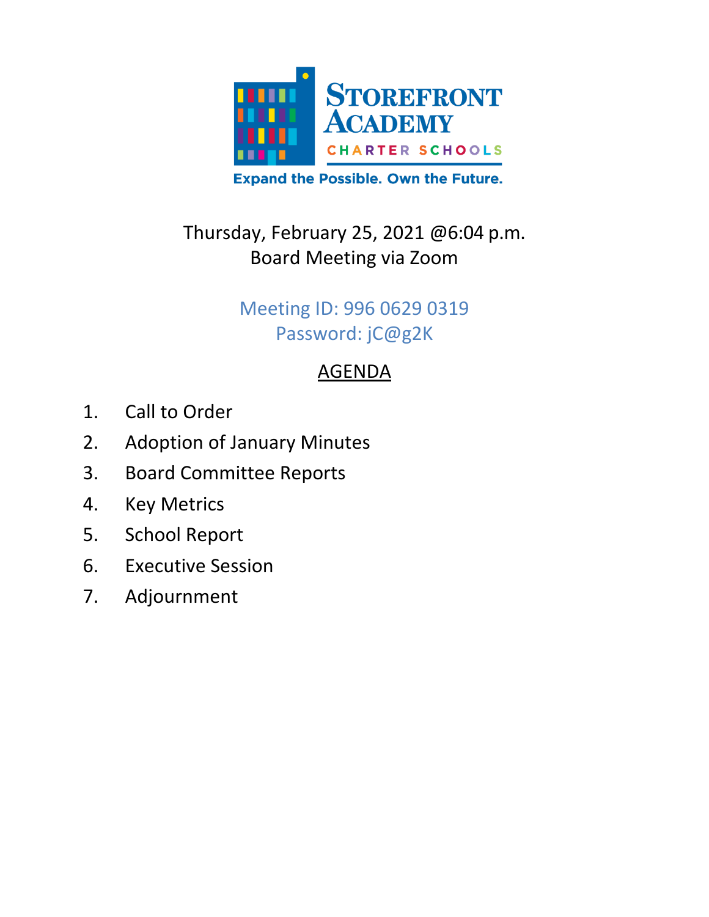# Storefront Academy

CHARTER SCHOOLS

Expand the Possible. Own the Future.

Thursday, February 25, 2021 @6:04 p.m.
Board Meeting via Zoom

Meeting ID: 996 0629 0319
Password: jC@g2K

## AGENDA

1. Call to Order
2. Adoption of January Minutes
3. Board Committee Reports
4. Key Metrics
5. School Report
6. Executive Session
7. Adjournment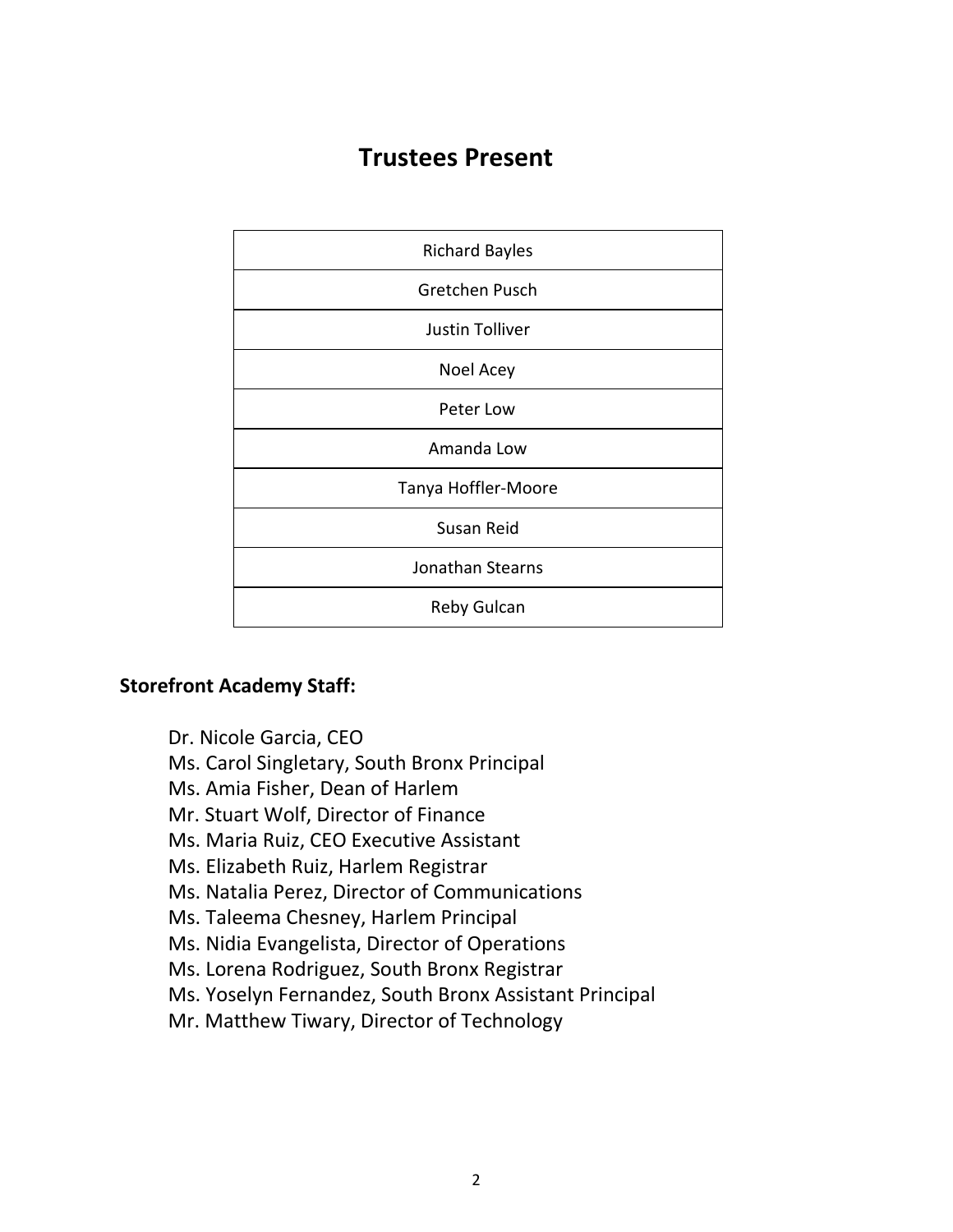# Trustees Present

| Richard Bayles |
|---|
| Gretchen Pusch |
| Justin Tolliver |
| Noel Acey |
| Peter Low |
| Amanda Low |
| Tanya Hoffler-Moore |
| Susan Reid |
| Jonathan Stearns |
| Reby Gulcan |

**Storefront Academy Staff:**

Dr. Nicole Garcia, CEO  
Ms. Carol Singletary, South Bronx Principal  
Ms. Amia Fisher, Dean of Harlem  
Mr. Stuart Wolf, Director of Finance  
Ms. Maria Ruiz, CEO Executive Assistant  
Ms. Elizabeth Ruiz, Harlem Registrar  
Ms. Natalia Perez, Director of Communications  
Ms. Taleema Chesney, Harlem Principal  
Ms. Nidia Evangelista, Director of Operations  
Ms. Lorena Rodriguez, South Bronx Registrar  
Ms. Yoselyn Fernandez, South Bronx Assistant Principal  
Mr. Matthew Tiwary, Director of Technology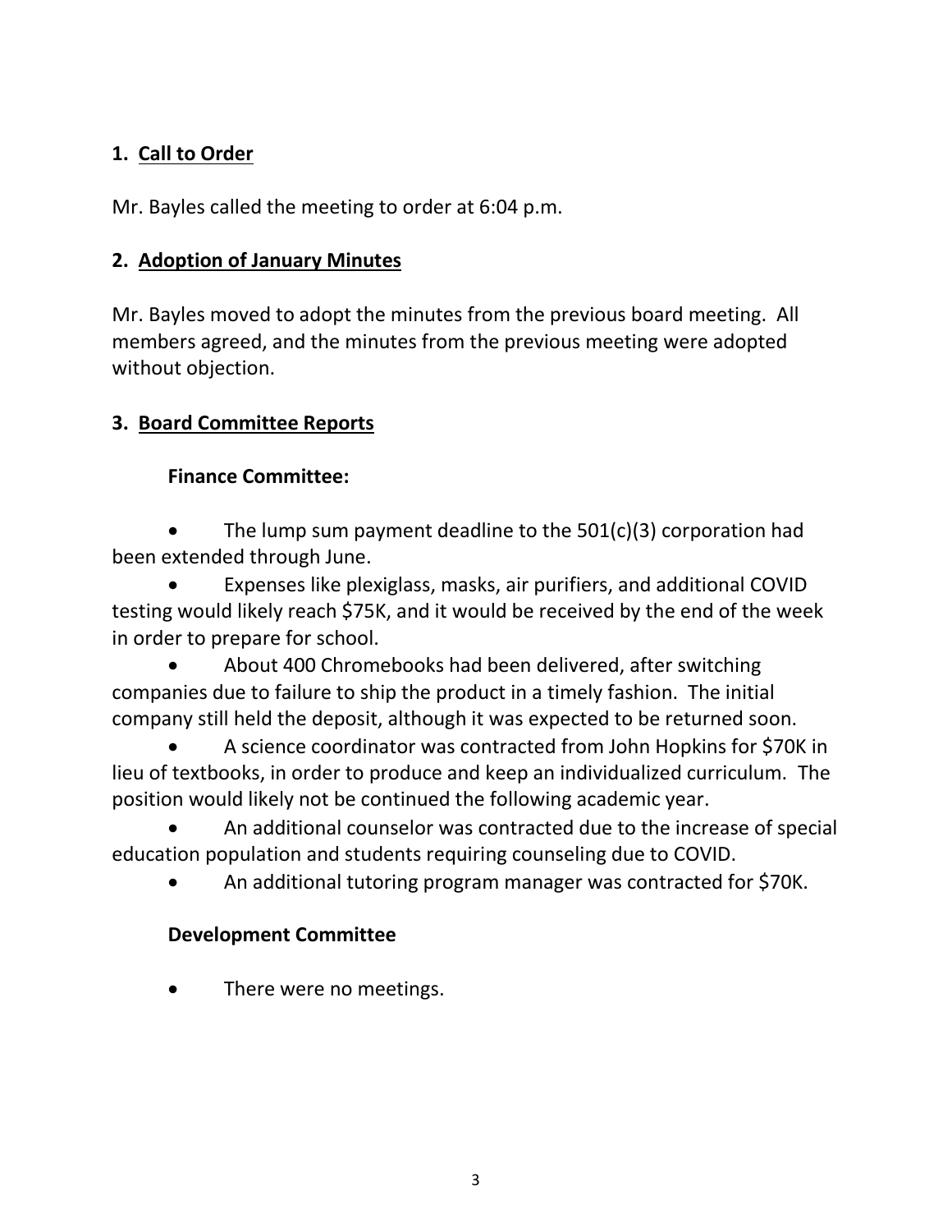## 1. Call to Order

Mr. Bayles called the meeting to order at 6:04 p.m.

## 2. Adoption of January Minutes

Mr. Bayles moved to adopt the minutes from the previous board meeting. All members agreed, and the minutes from the previous meeting were adopted without objection.

## 3. Board Committee Reports

### Finance Committee:

- The lump sum payment deadline to the 501(c)(3) corporation had been extended through June.
- Expenses like plexiglass, masks, air purifiers, and additional COVID testing would likely reach $75K, and it would be received by the end of the week in order to prepare for school.
- About 400 Chromebooks had been delivered, after switching companies due to failure to ship the product in a timely fashion. The initial company still held the deposit, although it was expected to be returned soon.
- A science coordinator was contracted from John Hopkins for $70K in lieu of textbooks, in order to produce and keep an individualized curriculum. The position would likely not be continued the following academic year.
- An additional counselor was contracted due to the increase of special education population and students requiring counseling due to COVID.
- An additional tutoring program manager was contracted for $70K.

### Development Committee

- There were no meetings.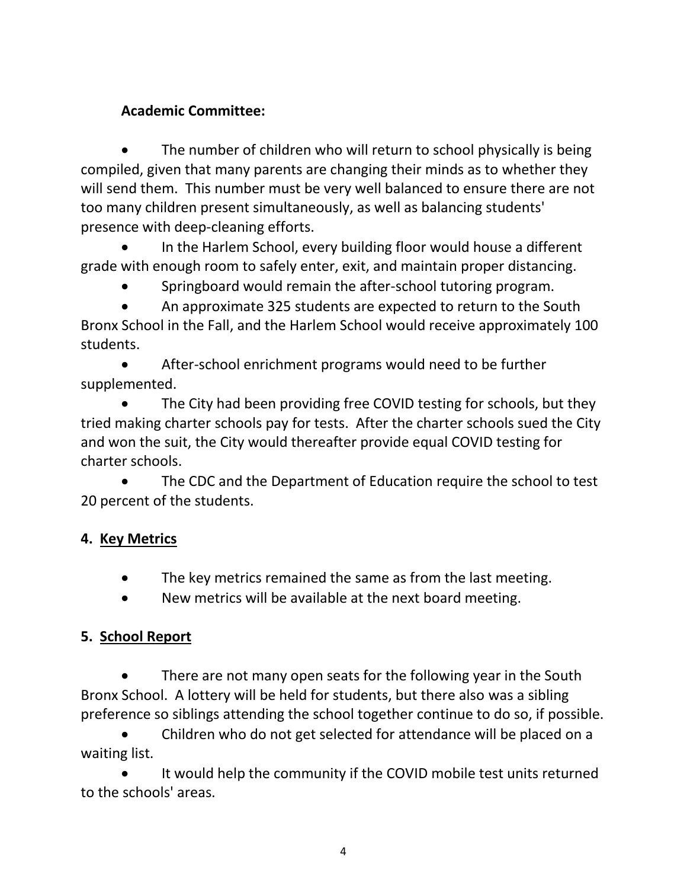**Academic Committee:**

- The number of children who will return to school physically is being compiled, given that many parents are changing their minds as to whether they will send them. This number must be very well balanced to ensure there are not too many children present simultaneously, as well as balancing students' presence with deep-cleaning efforts.
- In the Harlem School, every building floor would house a different grade with enough room to safely enter, exit, and maintain proper distancing.
- Springboard would remain the after-school tutoring program.
- An approximate 325 students are expected to return to the South Bronx School in the Fall, and the Harlem School would receive approximately 100 students.
- After-school enrichment programs would need to be further supplemented.
- The City had been providing free COVID testing for schools, but they tried making charter schools pay for tests. After the charter schools sued the City and won the suit, the City would thereafter provide equal COVID testing for charter schools.
- The CDC and the Department of Education require the school to test 20 percent of the students.

## 4. Key Metrics

- The key metrics remained the same as from the last meeting.
- New metrics will be available at the next board meeting.

## 5. School Report

- There are not many open seats for the following year in the South Bronx School. A lottery will be held for students, but there also was a sibling preference so siblings attending the school together continue to do so, if possible.
- Children who do not get selected for attendance will be placed on a waiting list.
- It would help the community if the COVID mobile test units returned to the schools' areas.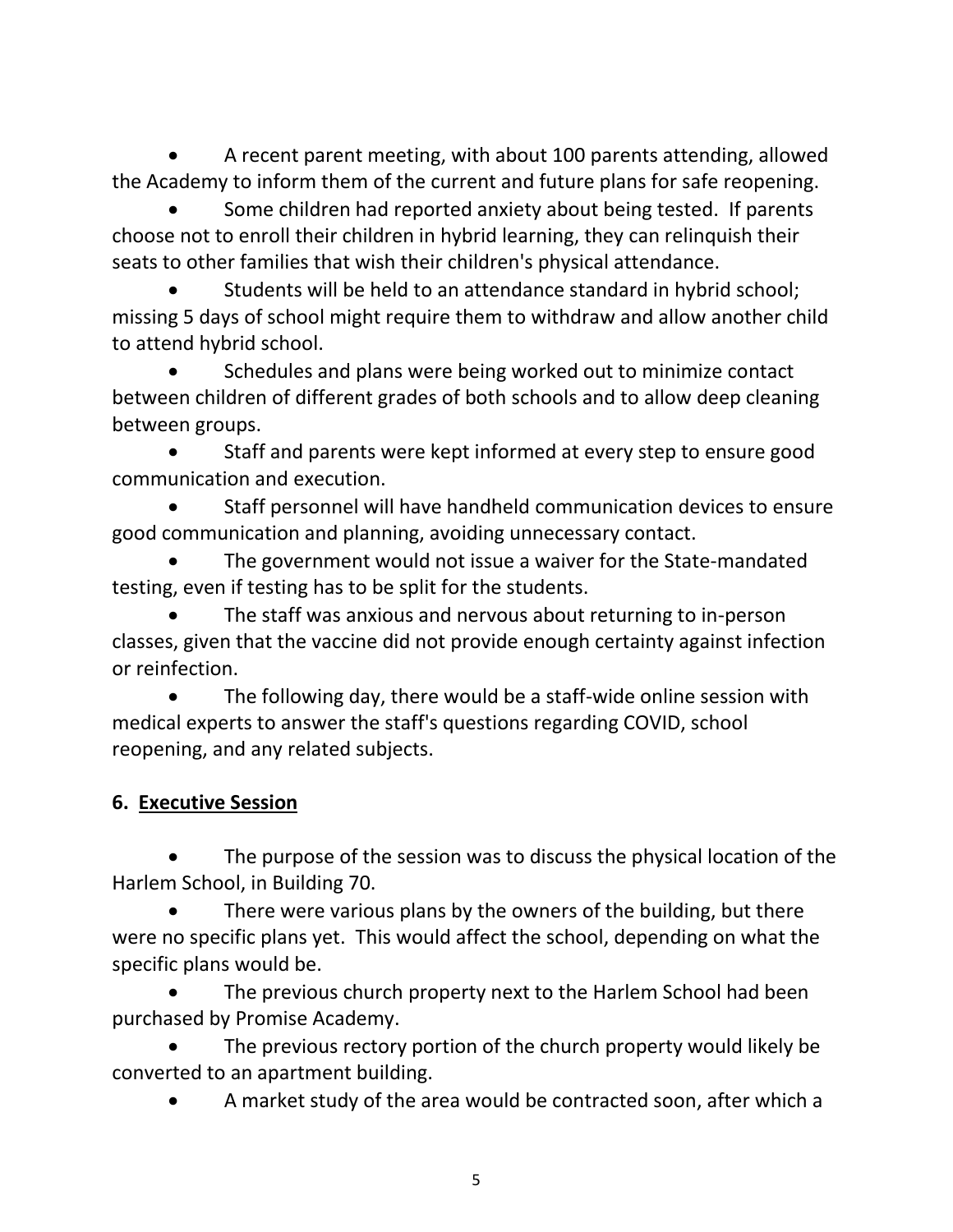- A recent parent meeting, with about 100 parents attending, allowed the Academy to inform them of the current and future plans for safe reopening.
- Some children had reported anxiety about being tested. If parents choose not to enroll their children in hybrid learning, they can relinquish their seats to other families that wish their children's physical attendance.
- Students will be held to an attendance standard in hybrid school; missing 5 days of school might require them to withdraw and allow another child to attend hybrid school.
- Schedules and plans were being worked out to minimize contact between children of different grades of both schools and to allow deep cleaning between groups.
- Staff and parents were kept informed at every step to ensure good communication and execution.
- Staff personnel will have handheld communication devices to ensure good communication and planning, avoiding unnecessary contact.
- The government would not issue a waiver for the State-mandated testing, even if testing has to be split for the students.
- The staff was anxious and nervous about returning to in-person classes, given that the vaccine did not provide enough certainty against infection or reinfection.
- The following day, there would be a staff-wide online session with medical experts to answer the staff's questions regarding COVID, school reopening, and any related subjects.

## 6. <u>Executive Session</u>

- The purpose of the session was to discuss the physical location of the Harlem School, in Building 70.
- There were various plans by the owners of the building, but there were no specific plans yet. This would affect the school, depending on what the specific plans would be.
- The previous church property next to the Harlem School had been purchased by Promise Academy.
- The previous rectory portion of the church property would likely be converted to an apartment building.
- A market study of the area would be contracted soon, after which a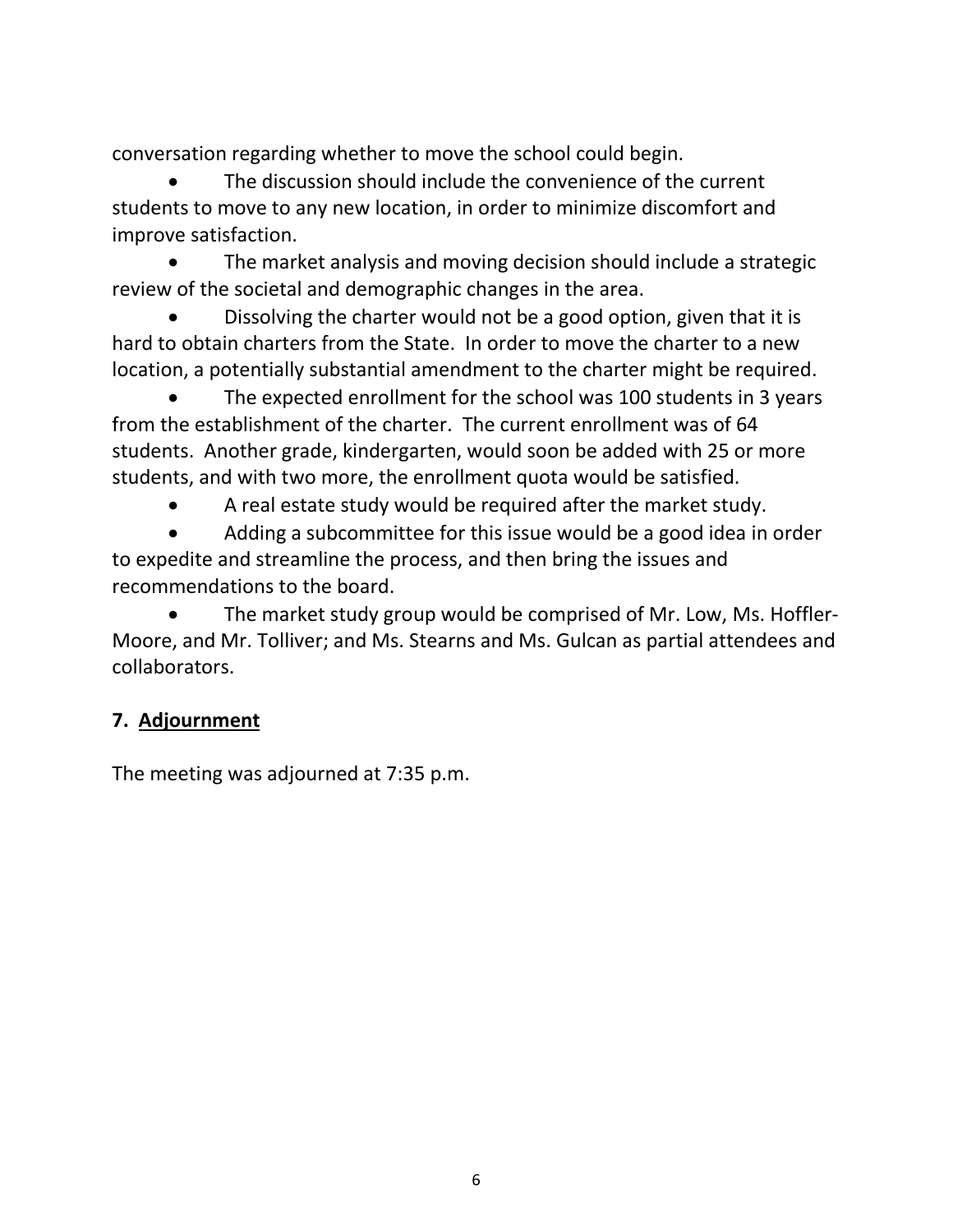conversation regarding whether to move the school could begin.

- The discussion should include the convenience of the current students to move to any new location, in order to minimize discomfort and improve satisfaction.
- The market analysis and moving decision should include a strategic review of the societal and demographic changes in the area.
- Dissolving the charter would not be a good option, given that it is hard to obtain charters from the State. In order to move the charter to a new location, a potentially substantial amendment to the charter might be required.
- The expected enrollment for the school was 100 students in 3 years from the establishment of the charter. The current enrollment was of 64 students. Another grade, kindergarten, would soon be added with 25 or more students, and with two more, the enrollment quota would be satisfied.
- A real estate study would be required after the market study.
- Adding a subcommittee for this issue would be a good idea in order to expedite and streamline the process, and then bring the issues and recommendations to the board.
- The market study group would be comprised of Mr. Low, Ms. Hoffler-Moore, and Mr. Tolliver; and Ms. Stearns and Ms. Gulcan as partial attendees and collaborators.

**7. <u>Adjournment</u>**

The meeting was adjourned at 7:35 p.m.